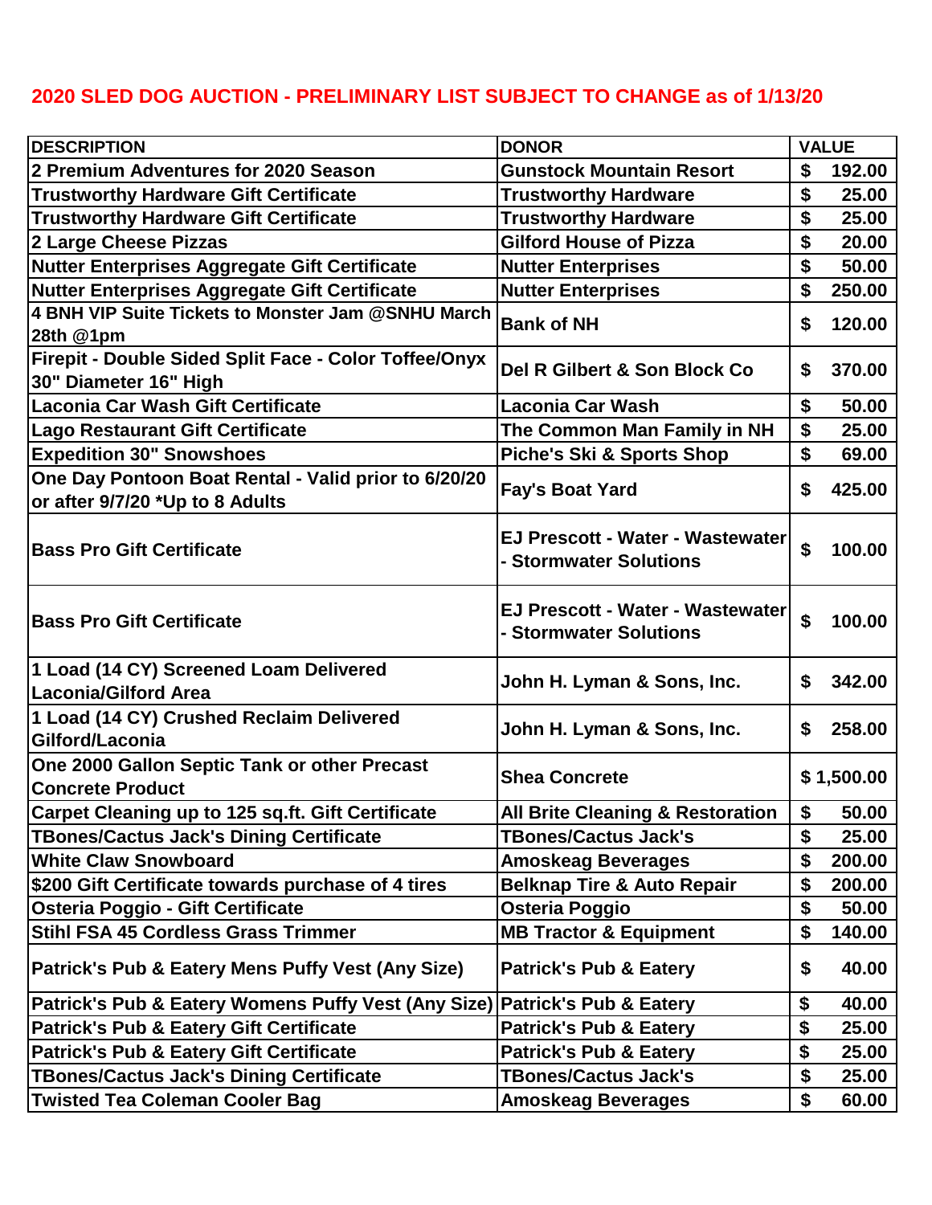# 2020 SLED DOG AUCTION - PRELIMINARY LIST SUBJECT TO CHANGE as of 1/13/20

| DESCRIPTION | DONOR | VALUE |
|---|---|---|
| 2 Premium Adventures for 2020 Season | Gunstock Mountain Resort | $ 192.00 |
| Trustworthy Hardware Gift Certificate | Trustworthy Hardware | $ 25.00 |
| Trustworthy Hardware Gift Certificate | Trustworthy Hardware | $ 25.00 |
| 2 Large Cheese Pizzas | Gilford House of Pizza | $ 20.00 |
| Nutter Enterprises Aggregate Gift Certificate | Nutter Enterprises | $ 50.00 |
| Nutter Enterprises Aggregate Gift Certificate | Nutter Enterprises | $ 250.00 |
| 4 BNH VIP Suite Tickets to Monster Jam @SNHU March 28th @1pm | Bank of NH | $ 120.00 |
| Firepit - Double Sided Split Face - Color Toffee/Onyx 30" Diameter 16" High | Del R Gilbert & Son Block Co | $ 370.00 |
| Laconia Car Wash Gift Certificate | Laconia Car Wash | $ 50.00 |
| Lago Restaurant Gift Certificate | The Common Man Family in NH | $ 25.00 |
| Expedition 30" Snowshoes | Piche's Ski & Sports Shop | $ 69.00 |
| One Day Pontoon Boat Rental - Valid prior to 6/20/20 or after 9/7/20 *Up to 8 Adults | Fay's Boat Yard | $ 425.00 |
| Bass Pro Gift Certificate | EJ Prescott - Water - Wastewater - Stormwater Solutions | $ 100.00 |
| Bass Pro Gift Certificate | EJ Prescott - Water - Wastewater - Stormwater Solutions | $ 100.00 |
| 1 Load (14 CY) Screened Loam Delivered Laconia/Gilford Area | John H. Lyman & Sons, Inc. | $ 342.00 |
| 1 Load (14 CY) Crushed Reclaim Delivered Gilford/Laconia | John H. Lyman & Sons, Inc. | $ 258.00 |
| One 2000 Gallon Septic Tank or other Precast Concrete Product | Shea Concrete | $ 1,500.00 |
| Carpet Cleaning up to 125 sq.ft. Gift Certificate | All Brite Cleaning & Restoration | $ 50.00 |
| TBones/Cactus Jack's Dining Certificate | TBones/Cactus Jack's | $ 25.00 |
| White Claw Snowboard | Amoskeag Beverages | $ 200.00 |
| $200 Gift Certificate towards purchase of 4 tires | Belknap Tire & Auto Repair | $ 200.00 |
| Osteria Poggio - Gift Certificate | Osteria Poggio | $ 50.00 |
| Stihl FSA 45 Cordless Grass Trimmer | MB Tractor & Equipment | $ 140.00 |
| Patrick's Pub & Eatery Mens Puffy Vest (Any Size) | Patrick's Pub & Eatery | $ 40.00 |
| Patrick's Pub & Eatery Womens Puffy Vest (Any Size) | Patrick's Pub & Eatery | $ 40.00 |
| Patrick's Pub & Eatery Gift Certificate | Patrick's Pub & Eatery | $ 25.00 |
| Patrick's Pub & Eatery Gift Certificate | Patrick's Pub & Eatery | $ 25.00 |
| TBones/Cactus Jack's Dining Certificate | TBones/Cactus Jack's | $ 25.00 |
| Twisted Tea Coleman Cooler Bag | Amoskeag Beverages | $ 60.00 |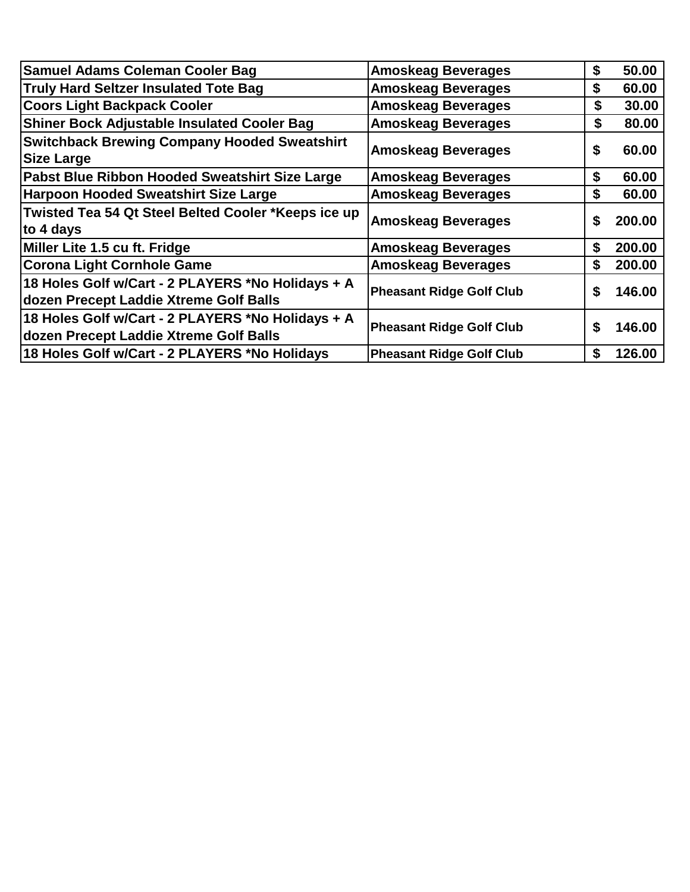| | | |
|---|---|---|
| **Samuel Adams Coleman Cooler Bag** | **Amoskeag Beverages** | **$ 50.00** |
| **Truly Hard Seltzer Insulated Tote Bag** | **Amoskeag Beverages** | **$ 60.00** |
| **Coors Light Backpack Cooler** | **Amoskeag Beverages** | **$ 30.00** |
| **Shiner Bock Adjustable Insulated Cooler Bag** | **Amoskeag Beverages** | **$ 80.00** |
| **Switchback Brewing Company Hooded Sweatshirt Size Large** | **Amoskeag Beverages** | **$ 60.00** |
| **Pabst Blue Ribbon Hooded Sweatshirt Size Large** | **Amoskeag Beverages** | **$ 60.00** |
| **Harpoon Hooded Sweatshirt Size Large** | **Amoskeag Beverages** | **$ 60.00** |
| **Twisted Tea 54 Qt Steel Belted Cooler *Keeps ice up to 4 days** | **Amoskeag Beverages** | **$ 200.00** |
| **Miller Lite 1.5 cu ft. Fridge** | **Amoskeag Beverages** | **$ 200.00** |
| **Corona Light Cornhole Game** | **Amoskeag Beverages** | **$ 200.00** |
| **18 Holes Golf w/Cart - 2 PLAYERS *No Holidays + A dozen Precept Laddie Xtreme Golf Balls** | **Pheasant Ridge Golf Club** | **$ 146.00** |
| **18 Holes Golf w/Cart - 2 PLAYERS *No Holidays + A dozen Precept Laddie Xtreme Golf Balls** | **Pheasant Ridge Golf Club** | **$ 146.00** |
| **18 Holes Golf w/Cart - 2 PLAYERS *No Holidays** | **Pheasant Ridge Golf Club** | **$ 126.00** |